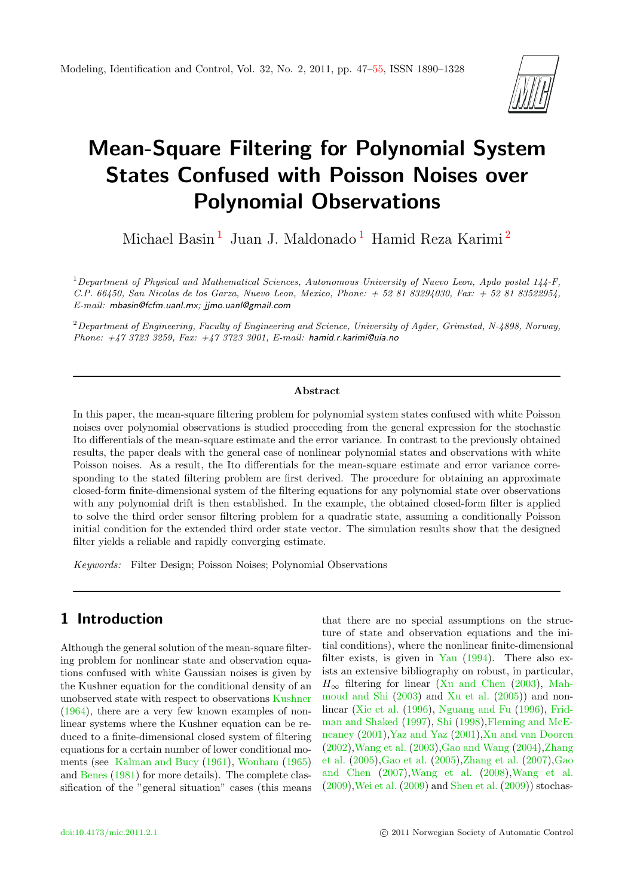# Mean-Square Filtering for Polynomial System States Confused with Poisson Noises over Polynomial Observations

Michael Basin [1] Juan J. Maldonado [1] Hamid Reza Karimi [2]

[1] *Department of Physical and Mathematical Sciences, Autonomous University of Nuevo Leon, Apdo postal 144-F, C.P. 66450, San Nicolas de los Garza, Nuevo Leon, Mexico, Phone: + 52 81 83294030, Fax: + 52 81 83522954, E-mail: mbasin@fcfm.uanl.mx; jjmo.uanl@gmail.com*

[2] *Department of Engineering, Faculty of Engineering and Science, University of Agder, Grimstad, N-4898, Norway, Phone: +47 3723 3259, Fax: +47 3723 3001, E-mail: hamid.r.karimi@uia.no*

### Abstract

In this paper, the mean-square filtering problem for polynomial system states confused with white Poisson noises over polynomial observations is studied proceeding from the general expression for the stochastic Ito differentials of the mean-square estimate and the error variance. In contrast to the previously obtained results, the paper deals with the general case of nonlinear polynomial states and observations with white Poisson noises. As a result, the Ito differentials for the mean-square estimate and error variance corresponding to the stated filtering problem are first derived. The procedure for obtaining an approximate closed-form finite-dimensional system of the filtering equations for any polynomial state over observations with any polynomial drift is then established. In the example, the obtained closed-form filter is applied to solve the third order sensor filtering problem for a quadratic state, assuming a conditionally Poisson initial condition for the extended third order state vector. The simulation results show that the designed filter yields a reliable and rapidly converging estimate.

*Keywords:* Filter Design; Poisson Noises; Polynomial Observations

## 1 Introduction

Although the general solution of the mean-square filtering problem for nonlinear state and observation equations confused with white Gaussian noises is given by the Kushner equation for the conditional density of an unobserved state with respect to observations Kushner (1964), there are a very few known examples of nonlinear systems where the Kushner equation can be reduced to a finite-dimensional closed system of filtering equations for a certain number of lower conditional moments (see Kalman and Bucy (1961), Wonham (1965) and Benes (1981) for more details). The complete classification of the "general situation" cases (this means that there are no special assumptions on the structure of state and observation equations and the initial conditions), where the nonlinear finite-dimensional filter exists, is given in Yau (1994). There also exists an extensive bibliography on robust, in particular, $H_\infty$ filtering for linear (Xu and Chen (2003), Mahmoud and Shi (2003) and Xu et al. (2005)) and nonlinear (Xie et al. (1996), Nguang and Fu (1996), Fridman and Shaked (1997), Shi (1998),Fleming and McEneaney (2001),Yaz and Yaz (2001),Xu and van Dooren (2002),Wang et al. (2003),Gao and Wang (2004),Zhang et al. (2005),Gao et al. (2005),Zhang et al. (2007),Gao and Chen (2007),Wang et al. (2008),Wang et al. (2009),Wei et al. (2009) and Shen et al. (2009)) stochas-

doi:10.4173/mic.2011.2.1 © 2011 Norwegian Society of Automatic Control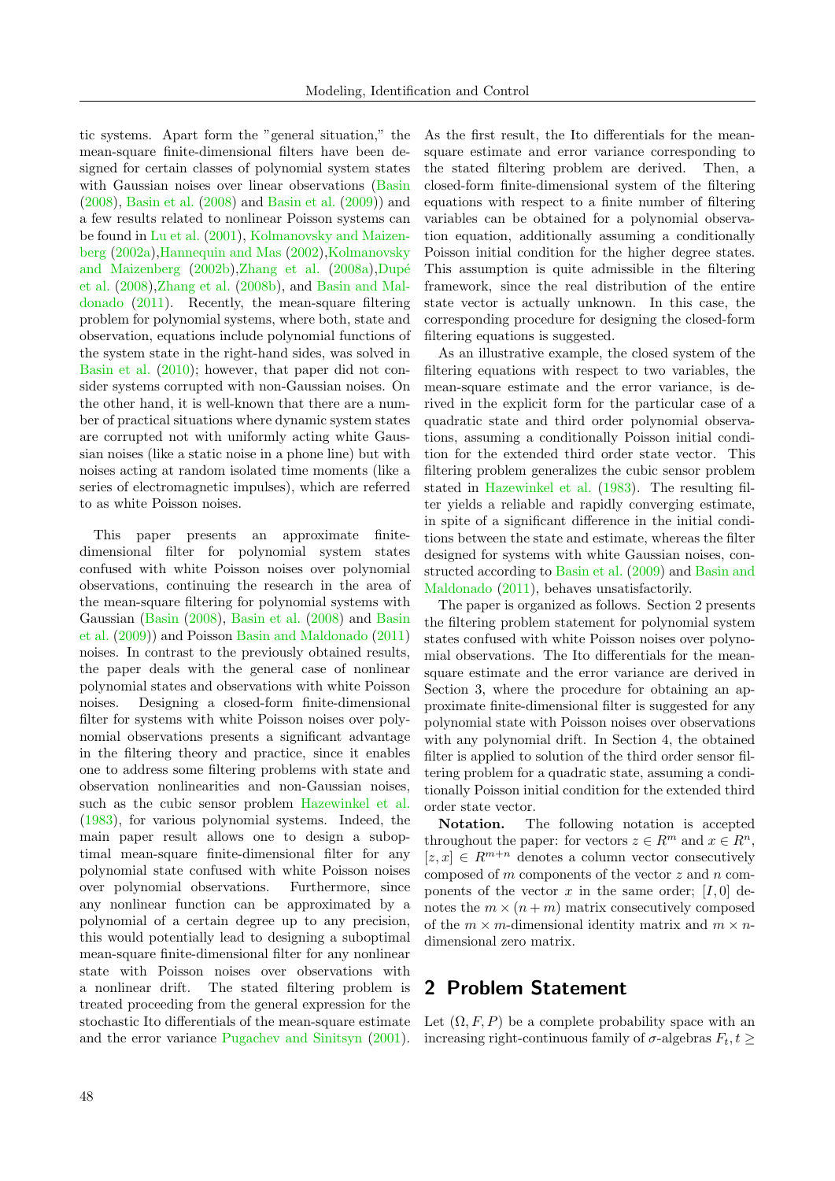tic systems. Apart form the "general situation," the mean-square finite-dimensional filters have been designed for certain classes of polynomial system states with Gaussian noises over linear observations (Basin (2008), Basin et al. (2008) and Basin et al. (2009)) and a few results related to nonlinear Poisson systems can be found in Lu et al. (2001), Kolmanovsky and Maizenberg (2002a),Hannequin and Mas (2002),Kolmanovsky and Maizenberg (2002b),Zhang et al. (2008a),Dupé et al. (2008),Zhang et al. (2008b), and Basin and Maldonado (2011). Recently, the mean-square filtering problem for polynomial systems, where both, state and observation, equations include polynomial functions of the system state in the right-hand sides, was solved in Basin et al. (2010); however, that paper did not consider systems corrupted with non-Gaussian noises. On the other hand, it is well-known that there are a number of practical situations where dynamic system states are corrupted not with uniformly acting white Gaussian noises (like a static noise in a phone line) but with noises acting at random isolated time moments (like a series of electromagnetic impulses), which are referred to as white Poisson noises.

This paper presents an approximate finite-dimensional filter for polynomial system states confused with white Poisson noises over polynomial observations, continuing the research in the area of the mean-square filtering for polynomial systems with Gaussian (Basin (2008), Basin et al. (2008) and Basin et al. (2009)) and Poisson Basin and Maldonado (2011) noises. In contrast to the previously obtained results, the paper deals with the general case of nonlinear polynomial states and observations with white Poisson noises. Designing a closed-form finite-dimensional filter for systems with white Poisson noises over polynomial observations presents a significant advantage in the filtering theory and practice, since it enables one to address some filtering problems with state and observation nonlinearities and non-Gaussian noises, such as the cubic sensor problem Hazewinkel et al. (1983), for various polynomial systems. Indeed, the main paper result allows one to design a suboptimal mean-square finite-dimensional filter for any polynomial state confused with white Poisson noises over polynomial observations. Furthermore, since any nonlinear function can be approximated by a polynomial of a certain degree up to any precision, this would potentially lead to designing a suboptimal mean-square finite-dimensional filter for any nonlinear state with Poisson noises over observations with a nonlinear drift. The stated filtering problem is treated proceeding from the general expression for the stochastic Ito differentials of the mean-square estimate and the error variance Pugachev and Sinitsyn (2001). As the first result, the Ito differentials for the mean-square estimate and error variance corresponding to the stated filtering problem are derived. Then, a closed-form finite-dimensional system of the filtering equations with respect to a finite number of filtering variables can be obtained for a polynomial observation equation, additionally assuming a conditionally Poisson initial condition for the higher degree states. This assumption is quite admissible in the filtering framework, since the real distribution of the entire state vector is actually unknown. In this case, the corresponding procedure for designing the closed-form filtering equations is suggested.

As an illustrative example, the closed system of the filtering equations with respect to two variables, the mean-square estimate and the error variance, is derived in the explicit form for the particular case of a quadratic state and third order polynomial observations, assuming a conditionally Poisson initial condition for the extended third order state vector. This filtering problem generalizes the cubic sensor problem stated in Hazewinkel et al. (1983). The resulting filter yields a reliable and rapidly converging estimate, in spite of a significant difference in the initial conditions between the state and estimate, whereas the filter designed for systems with white Gaussian noises, constructed according to Basin et al. (2009) and Basin and Maldonado (2011), behaves unsatisfactorily.

The paper is organized as follows. Section 2 presents the filtering problem statement for polynomial system states confused with white Poisson noises over polynomial observations. The Ito differentials for the mean-square estimate and the error variance are derived in Section 3, where the procedure for obtaining an approximate finite-dimensional filter is suggested for any polynomial state with Poisson noises over observations with any polynomial drift. In Section 4, the obtained filter is applied to solution of the third order sensor filtering problem for a quadratic state, assuming a conditionally Poisson initial condition for the extended third order state vector.

**Notation.** The following notation is accepted throughout the paper: for vectors $z \in R^m$ and $x \in R^n$, $[z, x] \in R^{m+n}$ denotes a column vector consecutively composed of $m$ components of the vector $z$ and $n$ components of the vector $x$ in the same order; $[I, 0]$ denotes the $m \times (n+m)$ matrix consecutively composed of the $m \times m$-dimensional identity matrix and $m \times n$-dimensional zero matrix.

## 2 Problem Statement

Let $(\Omega, F, P)$ be a complete probability space with an increasing right-continuous family of $\sigma$-algebras $F_t, t \geq$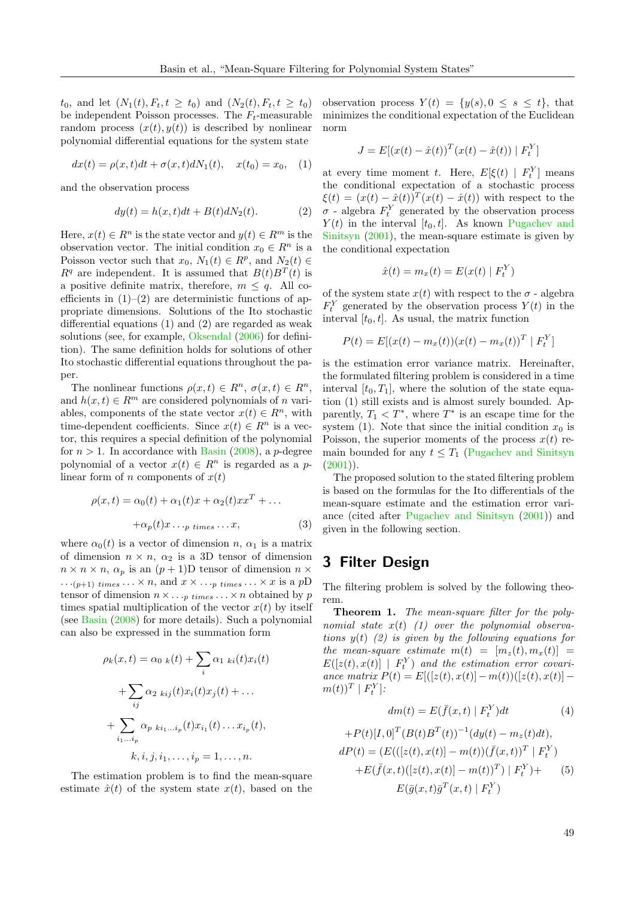$t_0$, and let $(N_1(t), F_t, t \geq t_0)$ and $(N_2(t), F_t, t \geq t_0)$ be independent Poisson processes. The $F_t$-measurable random process $(x(t), y(t))$ is described by nonlinear polynomial differential equations for the system state

$$dx(t) = \rho(x,t)dt + \sigma(x,t)dN_1(t), \quad x(t_0) = x_0, \quad (1)$$

and the observation process

$$dy(t) = h(x,t)dt + B(t)dN_2(t). \quad (2)$$

Here, $x(t) \in R^n$ is the state vector and $y(t) \in R^m$ is the observation vector. The initial condition $x_0 \in R^n$ is a Poisson vector such that $x_0$, $N_1(t) \in R^p$, and $N_2(t) \in R^q$ are independent. It is assumed that $B(t)B^T(t)$ is a positive definite matrix, therefore, $m \leq q$. All coefficients in (1)–(2) are deterministic functions of appropriate dimensions. Solutions of the Ito stochastic differential equations (1) and (2) are regarded as weak solutions (see, for example, Oksendal (2006) for definition). The same definition holds for solutions of other Ito stochastic differential equations throughout the paper.

The nonlinear functions $\rho(x,t) \in R^n$, $\sigma(x,t) \in R^n$, and $h(x,t) \in R^m$ are considered polynomials of $n$ variables, components of the state vector $x(t) \in R^n$, with time-dependent coefficients. Since $x(t) \in R^n$ is a vector, this requires a special definition of the polynomial for $n > 1$. In accordance with Basin (2008), a $p$-degree polynomial of a vector $x(t) \in R^n$ is regarded as a $p$-linear form of $n$ components of $x(t)$

$$\rho(x,t) = \alpha_0(t) + \alpha_1(t)x + \alpha_2(t)xx^T + \ldots$$
$$+\alpha_p(t)x \ldots_{p \ times} \ldots x, \quad (3)$$

where $\alpha_0(t)$ is a vector of dimension $n$, $\alpha_1$ is a matrix of dimension $n \times n$, $\alpha_2$ is a 3D tensor of dimension $n \times n \times n$, $\alpha_p$ is an $(p+1)$D tensor of dimension $n \times \ldots_{(p+1) \ times} \ldots \times n$, and $x \times \ldots_{p \ times} \ldots \times x$ is a $p$D tensor of dimension $n \times \ldots_{p \ times} \ldots \times n$ obtained by $p$ times spatial multiplication of the vector $x(t)$ by itself (see Basin (2008) for more details). Such a polynomial can also be expressed in the summation form

$$\rho_k(x,t) = \alpha_{0\ k}(t) + \sum_i \alpha_{1\ ki}(t)x_i(t)$$
$$+ \sum_{ij} \alpha_{2\ kij}(t)x_i(t)x_j(t) + \ldots$$
$$+ \sum_{i_1 \ldots i_p} \alpha_{p\ ki_1 \ldots i_p}(t)x_{i_1}(t) \ldots x_{i_p}(t),$$
$$k, i, j, i_1, \ldots, i_p = 1, \ldots, n.$$

The estimation problem is to find the mean-square estimate $\hat{x}(t)$ of the system state $x(t)$, based on the observation process $Y(t) = \{y(s), 0 \leq s \leq t\}$, that minimizes the conditional expectation of the Euclidean norm

$$J = E[(x(t) - \hat{x}(t))^T(x(t) - \hat{x}(t)) \mid F_t^Y]$$

at every time moment $t$. Here, $E[\xi(t) \mid F_t^Y]$ means the conditional expectation of a stochastic process $\xi(t) = (x(t) - \hat{x}(t))^T(x(t) - \hat{x}(t))$ with respect to the $\sigma$ - algebra $F_t^Y$ generated by the observation process $Y(t)$ in the interval $[t_0, t]$. As known Pugachev and Sinitsyn (2001), the mean-square estimate is given by the conditional expectation

$$\hat{x}(t) = m_x(t) = E(x(t) \mid F_t^Y)$$

of the system state $x(t)$ with respect to the $\sigma$ - algebra $F_t^Y$ generated by the observation process $Y(t)$ in the interval $[t_0, t]$. As usual, the matrix function

$$P(t) = E[(x(t) - m_x(t))(x(t) - m_x(t))^T \mid F_t^Y]$$

is the estimation error variance matrix. Hereinafter, the formulated filtering problem is considered in a time interval $[t_0, T_1]$, where the solution of the state equation (1) still exists and is almost surely bounded. Apparently, $T_1 < T^*$, where $T^*$ is an escape time for the system (1). Note that since the initial condition $x_0$ is Poisson, the superior moments of the process $x(t)$ remain bounded for any $t \leq T_1$ (Pugachev and Sinitsyn (2001)).

The proposed solution to the stated filtering problem is based on the formulas for the Ito differentials of the mean-square estimate and the estimation error variance (cited after Pugachev and Sinitsyn (2001)) and given in the following section.

## 3 Filter Design

The filtering problem is solved by the following theorem.

**Theorem 1.** *The mean-square filter for the polynomial state $x(t)$ (1) over the polynomial observations $y(t)$ (2) is given by the following equations for the mean-square estimate $m(t) = [m_z(t), m_x(t)] = E([z(t), x(t)] \mid F_t^Y)$ and the estimation error covariance matrix $P(t) = E[([z(t), x(t)] - m(t))([z(t), x(t)] - m(t))^T \mid F_t^Y]$:*

$$dm(t) = E(\bar{f}(x,t) \mid F_t^Y)dt \quad (4)$$
$$+P(t)[I, 0]^T(B(t)B^T(t))^{-1}(dy(t) - m_z(t)dt),$$

$$dP(t) = (E(([z(t), x(t)] - m(t))(\bar{f}(x,t))^T \mid F_t^Y)$$
$$+E(\bar{f}(x,t)([z(t), x(t)] - m(t))^T) \mid F_t^Y) + \quad (5)$$
$$E(\bar{g}(x,t)\bar{g}^T(x,t) \mid F_t^Y)$$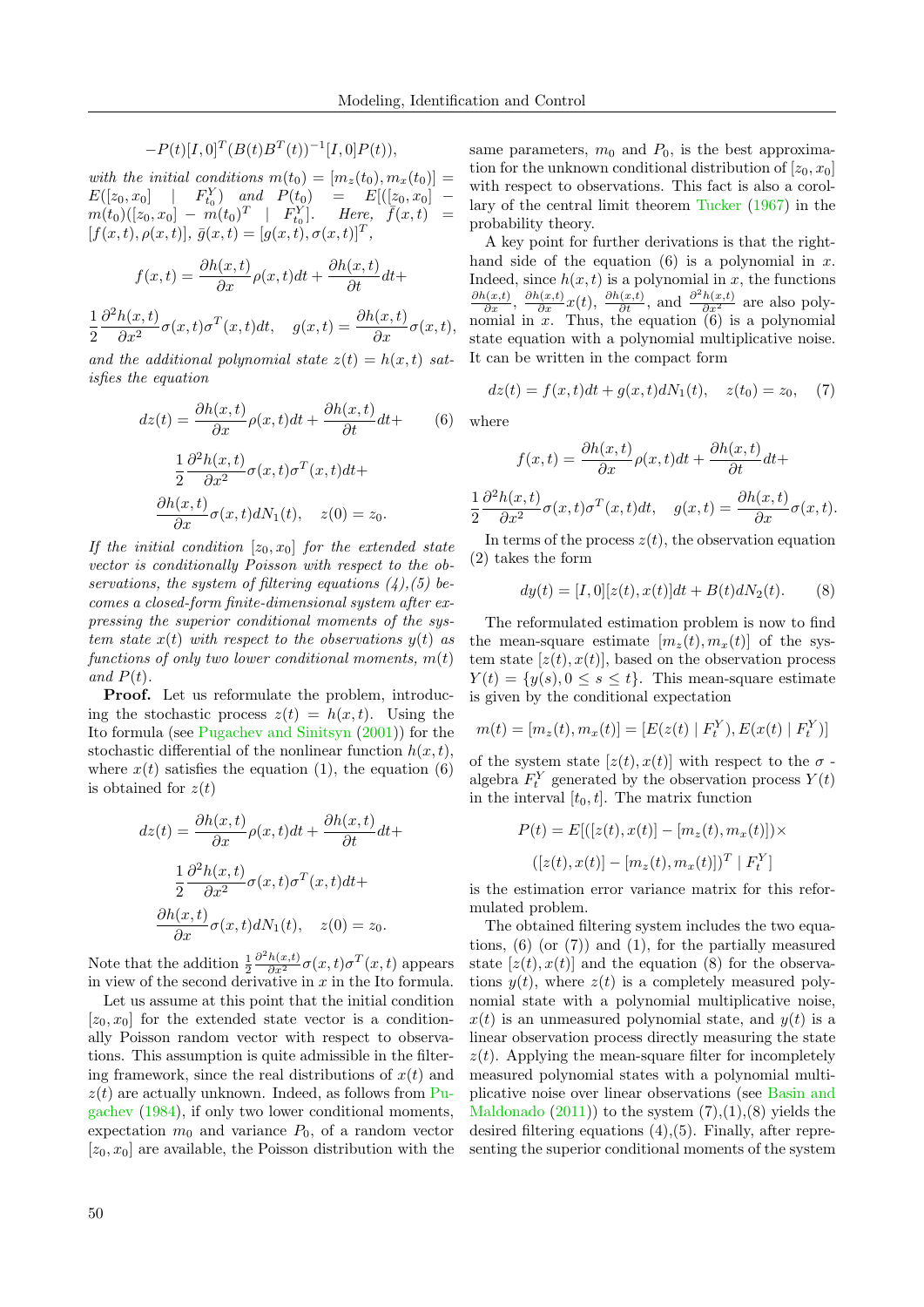$$-P(t)[I,0]^T(B(t)B^T(t))^{-1}[I,0]P(t)),$$

*with the initial conditions* $m(t_0) = [m_z(t_0), m_x(t_0)] = E([z_0, x_0] \mid F_{t_0}^Y)$ *and* $P(t_0) = E[([z_0, x_0] - m(t_0)([z_0, x_0] - m(t_0)^T \mid F_{t_0}^Y]$. *Here,* $\bar{f}(x,t) = [f(x,t), \rho(x,t)]$, $\bar{g}(x,t) = [g(x,t), \sigma(x,t)]^T$,

$$f(x,t) = \frac{\partial h(x,t)}{\partial x}\rho(x,t)dt + \frac{\partial h(x,t)}{\partial t}dt +$$

$$\frac{1}{2}\frac{\partial^2 h(x,t)}{\partial x^2}\sigma(x,t)\sigma^T(x,t)dt, \quad g(x,t) = \frac{\partial h(x,t)}{\partial x}\sigma(x,t),$$

*and the additional polynomial state* $z(t) = h(x,t)$ *satisfies the equation*

$$dz(t) = \frac{\partial h(x,t)}{\partial x}\rho(x,t)dt + \frac{\partial h(x,t)}{\partial t}dt + \frac{1}{2}\frac{\partial^2 h(x,t)}{\partial x^2}\sigma(x,t)\sigma^T(x,t)dt + \frac{\partial h(x,t)}{\partial x}\sigma(x,t)dN_1(t), \quad z(0) = z_0. \tag{6}$$

*If the initial condition* $[z_0, x_0]$ *for the extended state vector is conditionally Poisson with respect to the observations, the system of filtering equations (4),(5) becomes a closed-form finite-dimensional system after expressing the superior conditional moments of the system state* $x(t)$ *with respect to the observations* $y(t)$ *as functions of only two lower conditional moments,* $m(t)$ *and* $P(t)$.

**Proof.** Let us reformulate the problem, introducing the stochastic process $z(t) = h(x,t)$. Using the Ito formula (see Pugachev and Sinitsyn (2001)) for the stochastic differential of the nonlinear function $h(x,t)$, where $x(t)$ satisfies the equation (1), the equation (6) is obtained for $z(t)$

$$dz(t) = \frac{\partial h(x,t)}{\partial x}\rho(x,t)dt + \frac{\partial h(x,t)}{\partial t}dt + \frac{1}{2}\frac{\partial^2 h(x,t)}{\partial x^2}\sigma(x,t)\sigma^T(x,t)dt + \frac{\partial h(x,t)}{\partial x}\sigma(x,t)dN_1(t), \quad z(0) = z_0.$$

Note that the addition $\frac{1}{2}\frac{\partial^2 h(x,t)}{\partial x^2}\sigma(x,t)\sigma^T(x,t)$ appears in view of the second derivative in $x$ in the Ito formula.

Let us assume at this point that the initial condition $[z_0, x_0]$ for the extended state vector is a conditionally Poisson random vector with respect to observations. This assumption is quite admissible in the filtering framework, since the real distributions of $x(t)$ and $z(t)$ are actually unknown. Indeed, as follows from Pugachev (1984), if only two lower conditional moments, expectation $m_0$ and variance $P_0$, of a random vector $[z_0, x_0]$ are available, the Poisson distribution with the same parameters, $m_0$ and $P_0$, is the best approximation for the unknown conditional distribution of $[z_0, x_0]$ with respect to observations. This fact is also a corollary of the central limit theorem Tucker (1967) in the probability theory.

A key point for further derivations is that the right-hand side of the equation (6) is a polynomial in $x$. Indeed, since $h(x,t)$ is a polynomial in $x$, the functions $\frac{\partial h(x,t)}{\partial x}$, $\frac{\partial h(x,t)}{\partial x}x(t)$, $\frac{\partial h(x,t)}{\partial t}$, and $\frac{\partial^2 h(x,t)}{\partial x^2}$ are also polynomial in $x$. Thus, the equation (6) is a polynomial state equation with a polynomial multiplicative noise. It can be written in the compact form

$$dz(t) = f(x,t)dt + g(x,t)dN_1(t), \quad z(t_0) = z_0, \tag{7}$$

where

$$f(x,t) = \frac{\partial h(x,t)}{\partial x}\rho(x,t)dt + \frac{\partial h(x,t)}{\partial t}dt +$$

$$\frac{1}{2}\frac{\partial^2 h(x,t)}{\partial x^2}\sigma(x,t)\sigma^T(x,t)dt, \quad g(x,t) = \frac{\partial h(x,t)}{\partial x}\sigma(x,t).$$

In terms of the process $z(t)$, the observation equation (2) takes the form

$$dy(t) = [I,0][z(t), x(t)]dt + B(t)dN_2(t). \tag{8}$$

The reformulated estimation problem is now to find the mean-square estimate $[m_z(t), m_x(t)]$ of the system state $[z(t), x(t)]$, based on the observation process $Y(t) = \{y(s), 0 \le s \le t\}$. This mean-square estimate is given by the conditional expectation

$$m(t) = [m_z(t), m_x(t)] = [E(z(t) \mid F_t^Y), E(x(t) \mid F_t^Y)]$$

of the system state $[z(t), x(t)]$ with respect to the $\sigma$ - algebra $F_t^Y$ generated by the observation process $Y(t)$ in the interval $[t_0, t]$. The matrix function

$$P(t) = E[([z(t), x(t)] - [m_z(t), m_x(t)]) \times ([z(t), x(t)] - [m_z(t), m_x(t)])^T \mid F_t^Y]$$

is the estimation error variance matrix for this reformulated problem.

The obtained filtering system includes the two equations, (6) (or (7)) and (1), for the partially measured state $[z(t), x(t)]$ and the equation (8) for the observations $y(t)$, where $z(t)$ is a completely measured polynomial state with a polynomial multiplicative noise, $x(t)$ is an unmeasured polynomial state, and $y(t)$ is a linear observation process directly measuring the state $z(t)$. Applying the mean-square filter for incompletely measured polynomial states with a polynomial multiplicative noise over linear observations (see Basin and Maldonado (2011)) to the system (7),(1),(8) yields the desired filtering equations (4),(5). Finally, after representing the superior conditional moments of the system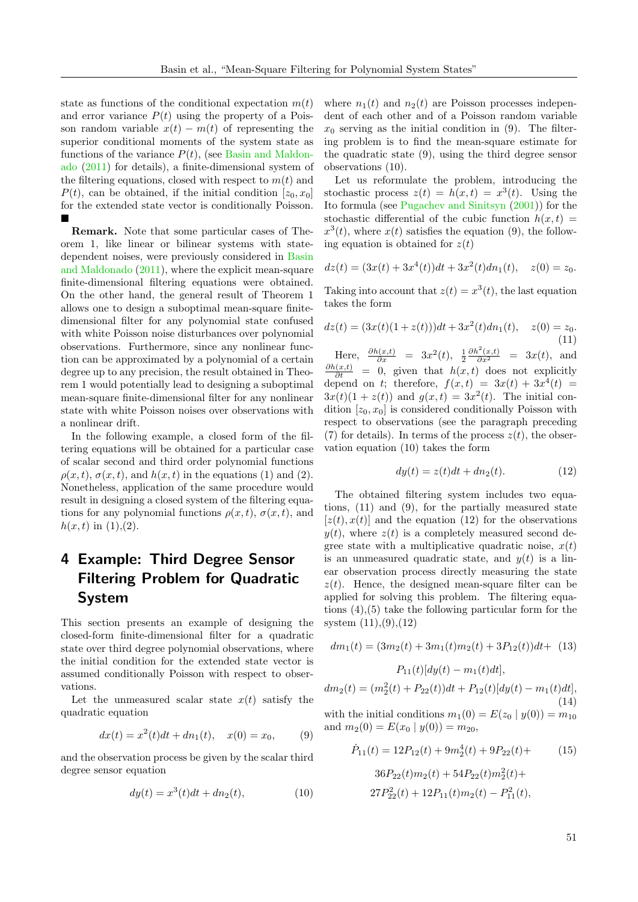state as functions of the conditional expectation $m(t)$ and error variance $P(t)$ using the property of a Poisson random variable $x(t) - m(t)$ of representing the superior conditional moments of the system state as functions of the variance $P(t)$, (see Basin and Maldonado (2011) for details), a finite-dimensional system of the filtering equations, closed with respect to $m(t)$ and $P(t)$, can be obtained, if the initial condition $[z_0, x_0]$ for the extended state vector is conditionally Poisson. ■

**Remark.** Note that some particular cases of Theorem 1, like linear or bilinear systems with state-dependent noises, were previously considered in Basin and Maldonado (2011), where the explicit mean-square finite-dimensional filtering equations were obtained. On the other hand, the general result of Theorem 1 allows one to design a suboptimal mean-square finite-dimensional filter for any polynomial state confused with white Poisson noise disturbances over polynomial observations. Furthermore, since any nonlinear function can be approximated by a polynomial of a certain degree up to any precision, the result obtained in Theorem 1 would potentially lead to designing a suboptimal mean-square finite-dimensional filter for any nonlinear state with white Poisson noises over observations with a nonlinear drift.

In the following example, a closed form of the filtering equations will be obtained for a particular case of scalar second and third order polynomial functions $\rho(x, t)$, $\sigma(x, t)$, and $h(x, t)$ in the equations (1) and (2). Nonetheless, application of the same procedure would result in designing a closed system of the filtering equations for any polynomial functions $\rho(x, t)$, $\sigma(x, t)$, and $h(x, t)$ in (1),(2).

# 4 Example: Third Degree Sensor Filtering Problem for Quadratic System

This section presents an example of designing the closed-form finite-dimensional filter for a quadratic state over third degree polynomial observations, where the initial condition for the extended state vector is assumed conditionally Poisson with respect to observations.

Let the unmeasured scalar state $x(t)$ satisfy the quadratic equation

$$dx(t) = x^2(t)dt + dn_1(t), \quad x(0) = x_0, \tag{9}$$

and the observation process be given by the scalar third degree sensor equation

$$dy(t) = x^3(t)dt + dn_2(t), \tag{10}$$

where $n_1(t)$ and $n_2(t)$ are Poisson processes independent of each other and of a Poisson random variable $x_0$ serving as the initial condition in (9). The filtering problem is to find the mean-square estimate for the quadratic state (9), using the third degree sensor observations (10).

Let us reformulate the problem, introducing the stochastic process $z(t) = h(x, t) = x^3(t)$. Using the Ito formula (see Pugachev and Sinitsyn (2001)) for the stochastic differential of the cubic function $h(x, t) = x^3(t)$, where $x(t)$ satisfies the equation (9), the following equation is obtained for $z(t)$

$$dz(t) = (3x(t) + 3x^4(t))dt + 3x^2(t)dn_1(t), \quad z(0) = z_0.$$

Taking into account that $z(t) = x^3(t)$, the last equation takes the form

$$dz(t) = (3x(t)(1 + z(t)))dt + 3x^2(t)dn_1(t), \quad z(0) = z_0. \tag{11}$$

Here, $\frac{\partial h(x,t)}{\partial x} = 3x^2(t)$, $\frac{1}{2}\frac{\partial h^2(x,t)}{\partial x^2} = 3x(t)$, and $\frac{\partial h(x,t)}{\partial t} = 0$, given that $h(x, t)$ does not explicitly depend on $t$; therefore, $f(x, t) = 3x(t) + 3x^4(t) = 3x(t)(1 + z(t))$ and $g(x, t) = 3x^2(t)$. The initial condition $[z_0, x_0]$ is considered conditionally Poisson with respect to observations (see the paragraph preceding (7) for details). In terms of the process $z(t)$, the observation equation (10) takes the form

$$dy(t) = z(t)dt + dn_2(t). \tag{12}$$

The obtained filtering system includes two equations, (11) and (9), for the partially measured state $[z(t), x(t)]$ and the equation (12) for the observations $y(t)$, where $z(t)$ is a completely measured second degree state with a multiplicative quadratic noise, $x(t)$ is an unmeasured quadratic state, and $y(t)$ is a linear observation process directly measuring the state $z(t)$. Hence, the designed mean-square filter can be applied for solving this problem. The filtering equations (4),(5) take the following particular form for the system (11),(9),(12)

$$dm_1(t) = (3m_2(t) + 3m_1(t)m_2(t) + 3P_{12}(t))dt + P_{11}(t)[dy(t) - m_1(t)dt], \tag{13}$$

$$dm_2(t) = (m_2^2(t) + P_{22}(t))dt + P_{12}(t)[dy(t) - m_1(t)dt], \tag{14}$$

with the initial conditions $m_1(0) = E(z_0 \mid y(0)) = m_{10}$ and $m_2(0) = E(x_0 \mid y(0)) = m_{20}$,

$$\dot{P}_{11}(t) = 12P_{12}(t) + 9m_2^4(t) + 9P_{22}(t) + 36P_{22}(t)m_2(t) + 54P_{22}(t)m_2^2(t) + 27P_{22}^2(t) + 12P_{11}(t)m_2(t) - P_{11}^2(t), \tag{15}$$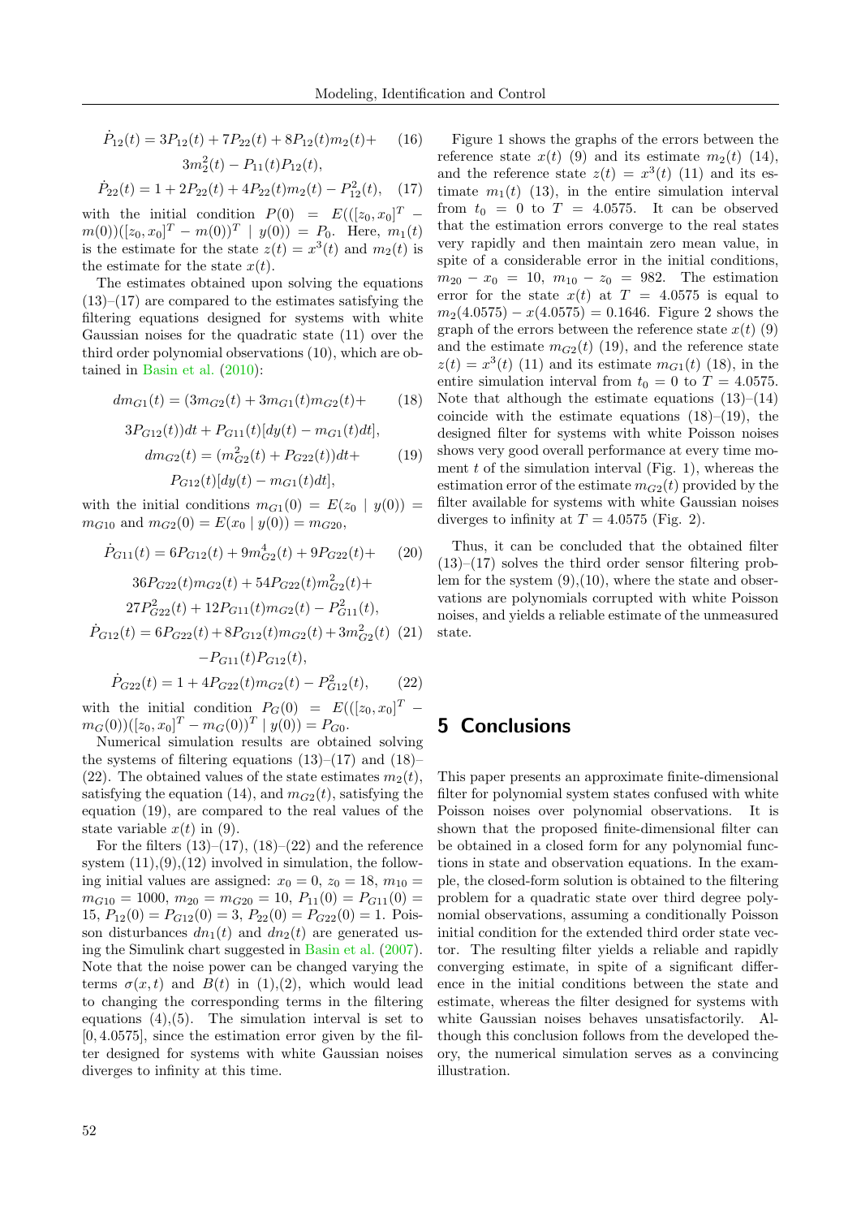$$\dot{P}_{12}(t) = 3P_{12}(t) + 7P_{22}(t) + 8P_{12}(t)m_2(t) + 3m_2^2(t) - P_{11}(t)P_{12}(t), \quad (16)$$

$$\dot{P}_{22}(t) = 1 + 2P_{22}(t) + 4P_{22}(t)m_2(t) - P_{12}^2(t), \quad (17)$$

with the initial condition $P(0) = E(([z_0, x_0]^T - m(0))([z_0, x_0]^T - m(0))^T \mid y(0)) = P_0$. Here, $m_1(t)$ is the estimate for the state $z(t) = x^3(t)$ and $m_2(t)$ is the estimate for the state $x(t)$.

The estimates obtained upon solving the equations (13)–(17) are compared to the estimates satisfying the filtering equations designed for systems with white Gaussian noises for the quadratic state (11) over the third order polynomial observations (10), which are obtained in Basin et al. (2010):

$$dm_{G1}(t) = (3m_{G2}(t) + 3m_{G1}(t)m_{G2}(t) + 3P_{G12}(t))dt + P_{G11}(t)[dy(t) - m_{G1}(t)dt], \quad (18)$$

$$dm_{G2}(t) = (m_{G2}^2(t) + P_{G22}(t))dt + P_{G12}(t)[dy(t) - m_{G1}(t)dt], \quad (19)$$

with the initial conditions $m_{G1}(0) = E(z_0 \mid y(0)) = m_{G10}$ and $m_{G2}(0) = E(x_0 \mid y(0)) = m_{G20}$,

$$\dot{P}_{G11}(t) = 6P_{G12}(t) + 9m_{G2}^4(t) + 9P_{G22}(t) + 36P_{G22}(t)m_{G2}(t) + 54P_{G22}(t)m_{G2}^2(t) + 27P_{G22}^2(t) + 12P_{G11}(t)m_{G2}(t) - P_{G11}^2(t), \quad (20)$$

$$\dot{P}_{G12}(t) = 6P_{G22}(t) + 8P_{G12}(t)m_{G2}(t) + 3m_{G2}^2(t) - P_{G11}(t)P_{G12}(t), \quad (21)$$

$$\dot{P}_{G22}(t) = 1 + 4P_{G22}(t)m_{G2}(t) - P_{G12}^2(t), \quad (22)$$

with the initial condition $P_G(0) = E(([z_0, x_0]^T - m_G(0))([z_0, x_0]^T - m_G(0))^T \mid y(0)) = P_{G0}$.

Numerical simulation results are obtained solving the systems of filtering equations (13)–(17) and (18)–(22). The obtained values of the state estimates $m_2(t)$, satisfying the equation (14), and $m_{G2}(t)$, satisfying the equation (19), are compared to the real values of the state variable $x(t)$ in (9).

For the filters (13)–(17), (18)–(22) and the reference system (11),(9),(12) involved in simulation, the following initial values are assigned: $x_0 = 0$, $z_0 = 18$, $m_{10} = m_{G10} = 1000$, $m_{20} = m_{G20} = 10$, $P_{11}(0) = P_{G11}(0) = 15$, $P_{12}(0) = P_{G12}(0) = 3$, $P_{22}(0) = P_{G22}(0) = 1$. Poisson disturbances $dn_1(t)$ and $dn_2(t)$ are generated using the Simulink chart suggested in Basin et al. (2007). Note that the noise power can be changed varying the terms $\sigma(x,t)$ and $B(t)$ in (1),(2), which would lead to changing the corresponding terms in the filtering equations (4),(5). The simulation interval is set to $[0, 4.0575]$, since the estimation error given by the filter designed for systems with white Gaussian noises diverges to infinity at this time.

Figure 1 shows the graphs of the errors between the reference state $x(t)$ (9) and its estimate $m_2(t)$ (14), and the reference state $z(t) = x^3(t)$ (11) and its estimate $m_1(t)$ (13), in the entire simulation interval from $t_0 = 0$ to $T = 4.0575$. It can be observed that the estimation errors converge to the real states very rapidly and then maintain zero mean value, in spite of a considerable error in the initial conditions, $m_{20} - x_0 = 10$, $m_{10} - z_0 = 982$. The estimation error for the state $x(t)$ at $T = 4.0575$ is equal to $m_2(4.0575) - x(4.0575) = 0.1646$. Figure 2 shows the graph of the errors between the reference state $x(t)$ (9) and the estimate $m_{G2}(t)$ (19), and the reference state $z(t) = x^3(t)$ (11) and its estimate $m_{G1}(t)$ (18), in the entire simulation interval from $t_0 = 0$ to $T = 4.0575$. Note that although the estimate equations (13)–(14) coincide with the estimate equations (18)–(19), the designed filter for systems with white Poisson noises shows very good overall performance at every time moment $t$ of the simulation interval (Fig. 1), whereas the estimation error of the estimate $m_{G2}(t)$ provided by the filter available for systems with white Gaussian noises diverges to infinity at $T = 4.0575$ (Fig. 2).

Thus, it can be concluded that the obtained filter (13)–(17) solves the third order sensor filtering problem for the system (9),(10), where the state and observations are polynomials corrupted with white Poisson noises, and yields a reliable estimate of the unmeasured state.

## 5 Conclusions

This paper presents an approximate finite-dimensional filter for polynomial system states confused with white Poisson noises over polynomial observations. It is shown that the proposed finite-dimensional filter can be obtained in a closed form for any polynomial functions in state and observation equations. In the example, the closed-form solution is obtained to the filtering problem for a quadratic state over third degree polynomial observations, assuming a conditionally Poisson initial condition for the extended third order state vector. The resulting filter yields a reliable and rapidly converging estimate, in spite of a significant difference in the initial conditions between the state and estimate, whereas the filter designed for systems with white Gaussian noises behaves unsatisfactorily. Although this conclusion follows from the developed theory, the numerical simulation serves as a convincing illustration.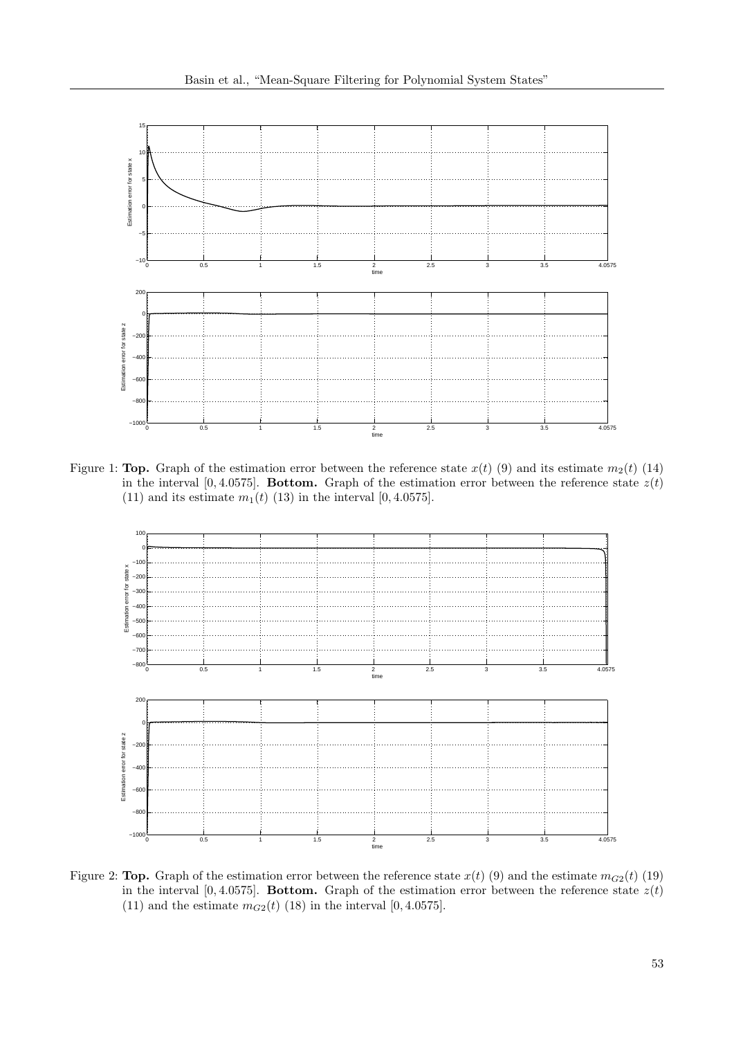Figure 1: **Top.** Graph of the estimation error between the reference state $x(t)$ (9) and its estimate $m_2(t)$ (14) in the interval $[0, 4.0575]$. **Bottom.** Graph of the estimation error between the reference state $z(t)$ (11) and its estimate $m_1(t)$ (13) in the interval $[0, 4.0575]$.

Figure 2: **Top.** Graph of the estimation error between the reference state $x(t)$ (9) and the estimate $m_{G2}(t)$ (19) in the interval $[0, 4.0575]$. **Bottom.** Graph of the estimation error between the reference state $z(t)$ (11) and the estimate $m_{G2}(t)$ (18) in the interval $[0, 4.0575]$.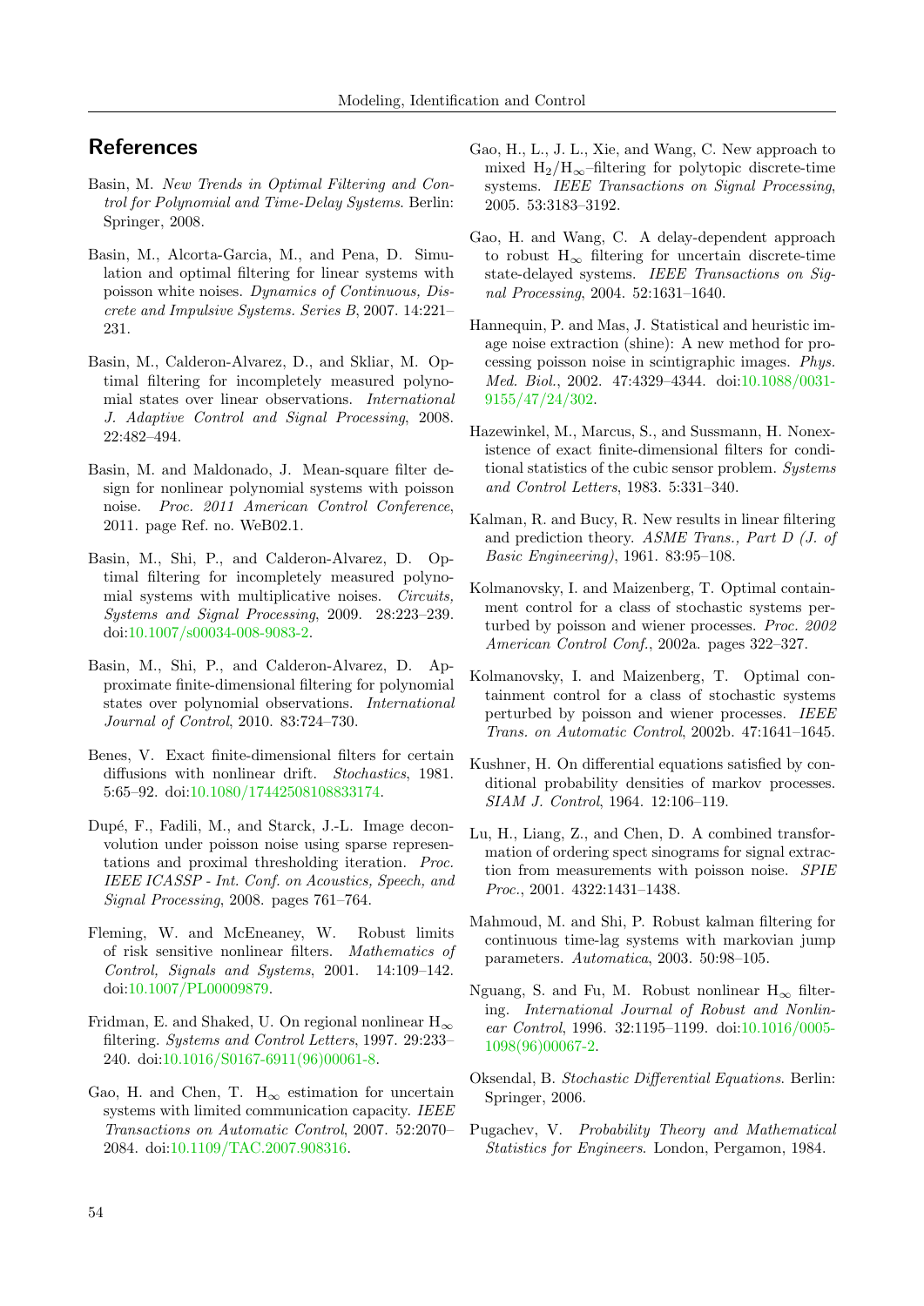## References

Basin, M. *New Trends in Optimal Filtering and Control for Polynomial and Time-Delay Systems*. Berlin: Springer, 2008.

Basin, M., Alcorta-Garcia, M., and Pena, D. Simulation and optimal filtering for linear systems with poisson white noises. *Dynamics of Continuous, Discrete and Impulsive Systems. Series B*, 2007. 14:221–231.

Basin, M., Calderon-Alvarez, D., and Skliar, M. Optimal filtering for incompletely measured polynomial states over linear observations. *International J. Adaptive Control and Signal Processing*, 2008. 22:482–494.

Basin, M. and Maldonado, J. Mean-square filter design for nonlinear polynomial systems with poisson noise. *Proc. 2011 American Control Conference*, 2011. page Ref. no. WeB02.1.

Basin, M., Shi, P., and Calderon-Alvarez, D. Optimal filtering for incompletely measured polynomial systems with multiplicative noises. *Circuits, Systems and Signal Processing*, 2009. 28:223–239. doi:10.1007/s00034-008-9083-2.

Basin, M., Shi, P., and Calderon-Alvarez, D. Approximate finite-dimensional filtering for polynomial states over polynomial observations. *International Journal of Control*, 2010. 83:724–730.

Benes, V. Exact finite-dimensional filters for certain diffusions with nonlinear drift. *Stochastics*, 1981. 5:65–92. doi:10.1080/17442508108833174.

Dupé, F., Fadili, M., and Starck, J.-L. Image deconvolution under poisson noise using sparse representations and proximal thresholding iteration. *Proc. IEEE ICASSP - Int. Conf. on Acoustics, Speech, and Signal Processing*, 2008. pages 761–764.

Fleming, W. and McEneaney, W. Robust limits of risk sensitive nonlinear filters. *Mathematics of Control, Signals and Systems*, 2001. 14:109–142. doi:10.1007/PL00009879.

Fridman, E. and Shaked, U. On regional nonlinear $H_\infty$ filtering. *Systems and Control Letters*, 1997. 29:233–240. doi:10.1016/S0167-6911(96)00061-8.

Gao, H. and Chen, T. $H_\infty$ estimation for uncertain systems with limited communication capacity. *IEEE Transactions on Automatic Control*, 2007. 52:2070–2084. doi:10.1109/TAC.2007.908316.

Gao, H., L., J. L., Xie, and Wang, C. New approach to mixed $H_2/H_\infty$–filtering for polytopic discrete-time systems. *IEEE Transactions on Signal Processing*, 2005. 53:3183–3192.

Gao, H. and Wang, C. A delay-dependent approach to robust $H_\infty$ filtering for uncertain discrete-time state-delayed systems. *IEEE Transactions on Signal Processing*, 2004. 52:1631–1640.

Hannequin, P. and Mas, J. Statistical and heuristic image noise extraction (shine): A new method for processing poisson noise in scintigraphic images. *Phys. Med. Biol.*, 2002. 47:4329–4344. doi:10.1088/0031-9155/47/24/302.

Hazewinkel, M., Marcus, S., and Sussmann, H. Nonexistence of exact finite-dimensional filters for conditional statistics of the cubic sensor problem. *Systems and Control Letters*, 1983. 5:331–340.

Kalman, R. and Bucy, R. New results in linear filtering and prediction theory. *ASME Trans., Part D (J. of Basic Engineering)*, 1961. 83:95–108.

Kolmanovsky, I. and Maizenberg, T. Optimal containment control for a class of stochastic systems perturbed by poisson and wiener processes. *Proc. 2002 American Control Conf.*, 2002a. pages 322–327.

Kolmanovsky, I. and Maizenberg, T. Optimal containment control for a class of stochastic systems perturbed by poisson and wiener processes. *IEEE Trans. on Automatic Control*, 2002b. 47:1641–1645.

Kushner, H. On differential equations satisfied by conditional probability densities of markov processes. *SIAM J. Control*, 1964. 12:106–119.

Lu, H., Liang, Z., and Chen, D. A combined transformation of ordering spect sinograms for signal extraction from measurements with poisson noise. *SPIE Proc.*, 2001. 4322:1431–1438.

Mahmoud, M. and Shi, P. Robust kalman filtering for continuous time-lag systems with markovian jump parameters. *Automatica*, 2003. 50:98–105.

Nguang, S. and Fu, M. Robust nonlinear $H_\infty$ filtering. *International Journal of Robust and Nonlinear Control*, 1996. 32:1195–1199. doi:10.1016/0005-1098(96)00067-2.

Oksendal, B. *Stochastic Differential Equations*. Berlin: Springer, 2006.

Pugachev, V. *Probability Theory and Mathematical Statistics for Engineers*. London, Pergamon, 1984.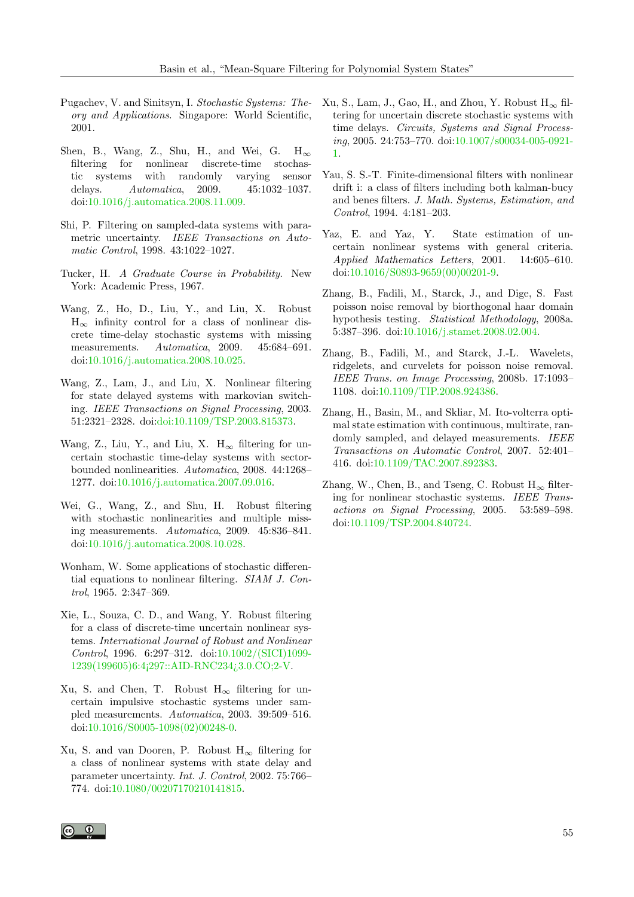Pugachev, V. and Sinitsyn, I. *Stochastic Systems: Theory and Applications*. Singapore: World Scientific, 2001.

Shen, B., Wang, Z., Shu, H., and Wei, G. $H_\infty$ filtering for nonlinear discrete-time stochastic systems with randomly varying sensor delays. *Automatica*, 2009. 45:1032–1037. doi:10.1016/j.automatica.2008.11.009.

Shi, P. Filtering on sampled-data systems with parametric uncertainty. *IEEE Transactions on Automatic Control*, 1998. 43:1022–1027.

Tucker, H. *A Graduate Course in Probability*. New York: Academic Press, 1967.

Wang, Z., Ho, D., Liu, Y., and Liu, X. Robust $H_\infty$ infinity control for a class of nonlinear discrete time-delay stochastic systems with missing measurements. *Automatica*, 2009. 45:684–691. doi:10.1016/j.automatica.2008.10.025.

Wang, Z., Lam, J., and Liu, X. Nonlinear filtering for state delayed systems with markovian switching. *IEEE Transactions on Signal Processing*, 2003. 51:2321–2328. doi:doi:10.1109/TSP.2003.815373.

Wang, Z., Liu, Y., and Liu, X. $H_\infty$ filtering for uncertain stochastic time-delay systems with sector-bounded nonlinearities. *Automatica*, 2008. 44:1268–1277. doi:10.1016/j.automatica.2007.09.016.

Wei, G., Wang, Z., and Shu, H. Robust filtering with stochastic nonlinearities and multiple missing measurements. *Automatica*, 2009. 45:836–841. doi:10.1016/j.automatica.2008.10.028.

Wonham, W. Some applications of stochastic differential equations to nonlinear filtering. *SIAM J. Control*, 1965. 2:347–369.

Xie, L., Souza, C. D., and Wang, Y. Robust filtering for a class of discrete-time uncertain nonlinear systems. *International Journal of Robust and Nonlinear Control*, 1996. 6:297–312. doi:10.1002/(SICI)1099-1239(199605)6:4¡297::AID-RNC234¿3.0.CO;2-V.

Xu, S. and Chen, T. Robust $H_\infty$ filtering for uncertain impulsive stochastic systems under sampled measurements. *Automatica*, 2003. 39:509–516. doi:10.1016/S0005-1098(02)00248-0.

Xu, S. and van Dooren, P. Robust $H_\infty$ filtering for a class of nonlinear systems with state delay and parameter uncertainty. *Int. J. Control*, 2002. 75:766–774. doi:10.1080/00207170210141815.

Xu, S., Lam, J., Gao, H., and Zhou, Y. Robust $H_\infty$ filtering for uncertain discrete stochastic systems with time delays. *Circuits, Systems and Signal Processing*, 2005. 24:753–770. doi:10.1007/s00034-005-0921-1.

Yau, S. S.-T. Finite-dimensional filters with nonlinear drift i: a class of filters including both kalman-bucy and benes filters. *J. Math. Systems, Estimation, and Control*, 1994. 4:181–203.

Yaz, E. and Yaz, Y. State estimation of uncertain nonlinear systems with general criteria. *Applied Mathematics Letters*, 2001. 14:605–610. doi:10.1016/S0893-9659(00)00201-9.

Zhang, B., Fadili, M., Starck, J., and Dige, S. Fast poisson noise removal by biorthogonal haar domain hypothesis testing. *Statistical Methodology*, 2008a. 5:387–396. doi:10.1016/j.stamet.2008.02.004.

Zhang, B., Fadili, M., and Starck, J.-L. Wavelets, ridgelets, and curvelets for poisson noise removal. *IEEE Trans. on Image Processing*, 2008b. 17:1093–1108. doi:10.1109/TIP.2008.924386.

Zhang, H., Basin, M., and Skliar, M. Ito-volterra optimal state estimation with continuous, multirate, randomly sampled, and delayed measurements. *IEEE Transactions on Automatic Control*, 2007. 52:401–416. doi:10.1109/TAC.2007.892383.

Zhang, W., Chen, B., and Tseng, C. Robust $H_\infty$ filtering for nonlinear stochastic systems. *IEEE Transactions on Signal Processing*, 2005. 53:589–598. doi:10.1109/TSP.2004.840724.